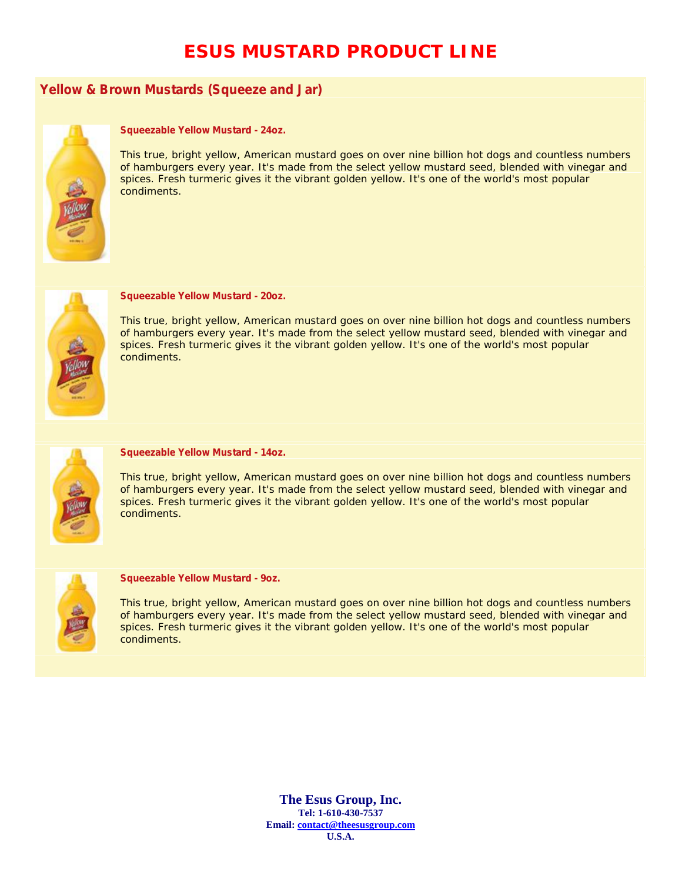# ESUS MUSTARD PRODUCT LINE

## Yellow & Brown Mustards (Squeeze and Jar)

### Squeezable Yellow Mustard - 24oz.

This true, bright yellow, American mustard goes on over nine billion hot dogs and countless numbers of hamburgers every year. It's made from the select yellow mustard seed, blended with vinegar and spices. Fresh turmeric gives it the vibrant golden yellow. It's one of the world's most popular condiments.

### Squeezable Yellow Mustard - 20oz.

This true, bright yellow, American mustard goes on over nine billion hot dogs and countless numbers of hamburgers every year. It's made from the select yellow mustard seed, blended with vinegar and spices. Fresh turmeric gives it the vibrant golden yellow. It's one of the world's most popular condiments.

### Squeezable Yellow Mustard - 14oz.

This true, bright yellow, American mustard goes on over nine billion hot dogs and countless numbers of hamburgers every year. It's made from the select yellow mustard seed, blended with vinegar and spices. Fresh turmeric gives it the vibrant golden yellow. It's one of the world's most popular condiments.

### Squeezable Yellow Mustard - 9oz.

This true, bright yellow, American mustard goes on over nine billion hot dogs and countless numbers of hamburgers every year. It's made from the select yellow mustard seed, blended with vinegar and spices. Fresh turmeric gives it the vibrant golden yellow. It's one of the world's most popular condiments.

**The Esus Group, Inc.**
**Tel: 1-610-430-7537**
**Email: contact@theesusgroup.com**
**U.S.A.**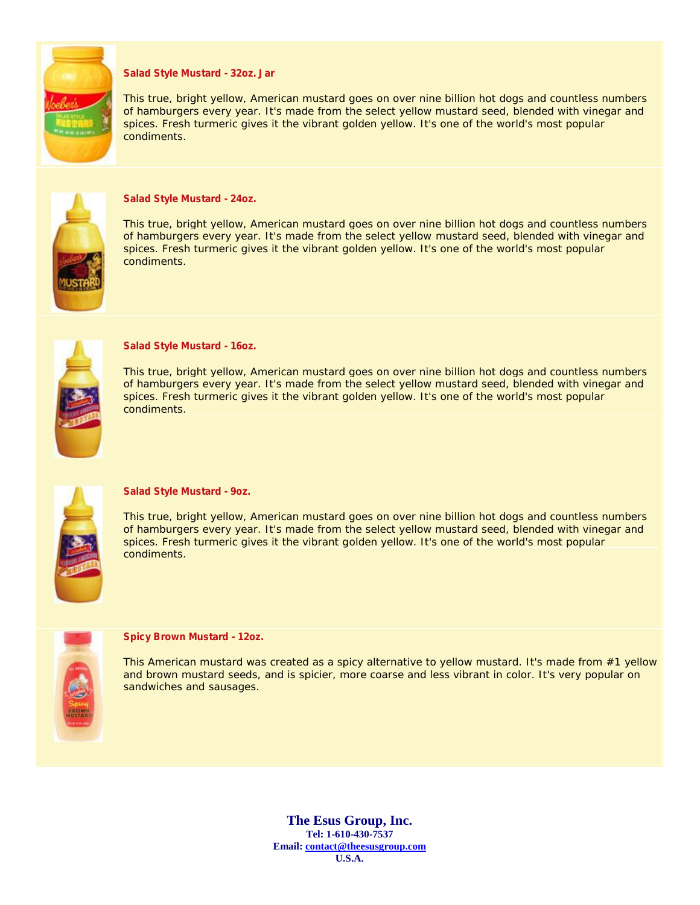### Salad Style Mustard - 32oz. Jar

This true, bright yellow, American mustard goes on over nine billion hot dogs and countless numbers of hamburgers every year. It's made from the select yellow mustard seed, blended with vinegar and spices. Fresh turmeric gives it the vibrant golden yellow. It's one of the world's most popular condiments.

### Salad Style Mustard - 24oz.

This true, bright yellow, American mustard goes on over nine billion hot dogs and countless numbers of hamburgers every year. It's made from the select yellow mustard seed, blended with vinegar and spices. Fresh turmeric gives it the vibrant golden yellow. It's one of the world's most popular condiments.

### Salad Style Mustard - 16oz.

This true, bright yellow, American mustard goes on over nine billion hot dogs and countless numbers of hamburgers every year. It's made from the select yellow mustard seed, blended with vinegar and spices. Fresh turmeric gives it the vibrant golden yellow. It's one of the world's most popular condiments.

### Salad Style Mustard - 9oz.

This true, bright yellow, American mustard goes on over nine billion hot dogs and countless numbers of hamburgers every year. It's made from the select yellow mustard seed, blended with vinegar and spices. Fresh turmeric gives it the vibrant golden yellow. It's one of the world's most popular condiments.

### Spicy Brown Mustard - 12oz.

This American mustard was created as a spicy alternative to yellow mustard. It's made from #1 yellow and brown mustard seeds, and is spicier, more coarse and less vibrant in color. It's very popular on sandwiches and sausages.

**The Esus Group, Inc.**
**Tel: 1-610-430-7537**
**Email: contact@theesusgroup.com**
**U.S.A.**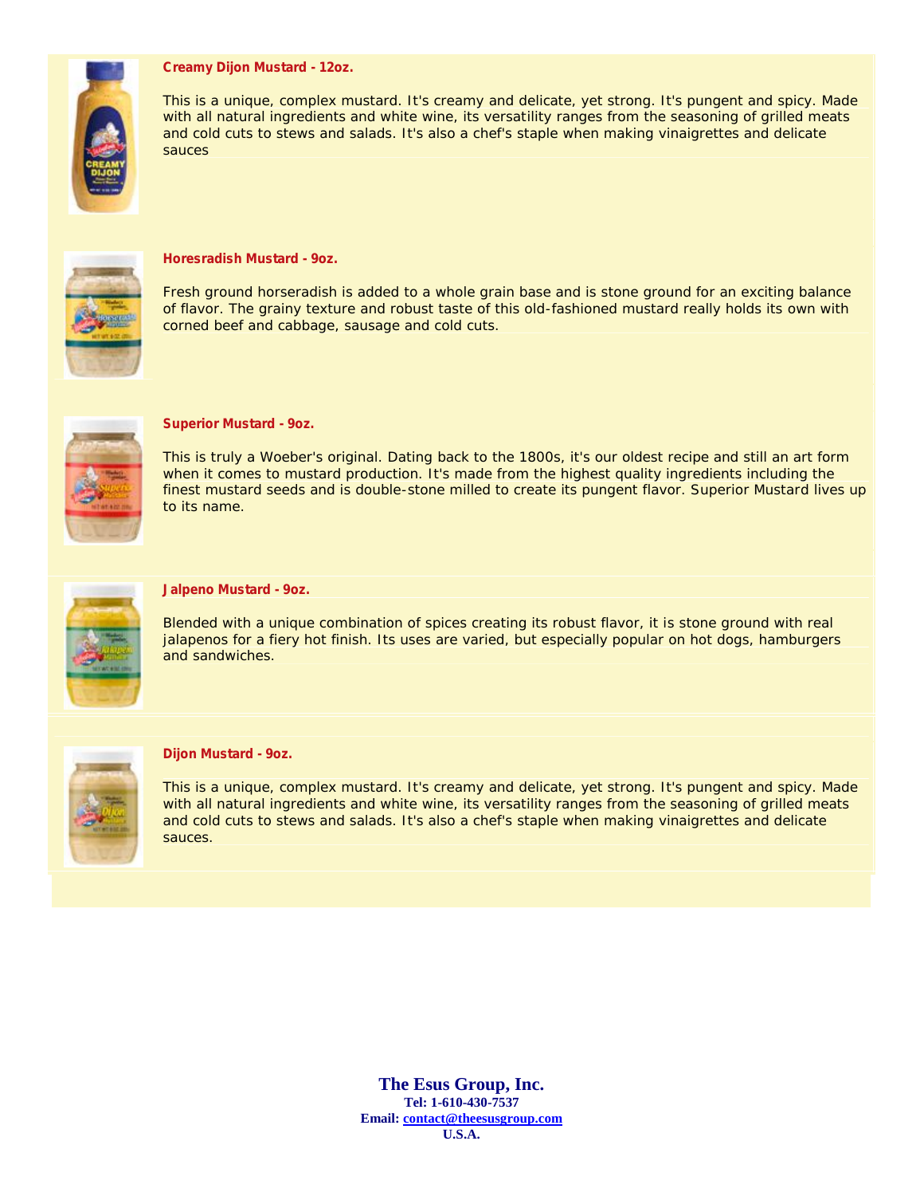**Creamy Dijon Mustard - 12oz.**

This is a unique, complex mustard. It's creamy and delicate, yet strong. It's pungent and spicy. Made with all natural ingredients and white wine, its versatility ranges from the seasoning of grilled meats and cold cuts to stews and salads. It's also a chef's staple when making vinaigrettes and delicate sauces

**Horesradish Mustard - 9oz.**

Fresh ground horseradish is added to a whole grain base and is stone ground for an exciting balance of flavor. The grainy texture and robust taste of this old-fashioned mustard really holds its own with corned beef and cabbage, sausage and cold cuts.

**Superior Mustard - 9oz.**

This is truly a Woeber's original. Dating back to the 1800s, it's our oldest recipe and still an art form when it comes to mustard production. It's made from the highest quality ingredients including the finest mustard seeds and is double-stone milled to create its pungent flavor. Superior Mustard lives up to its name.

**Jalpeno Mustard - 9oz.**

Blended with a unique combination of spices creating its robust flavor, it is stone ground with real jalapenos for a fiery hot finish. Its uses are varied, but especially popular on hot dogs, hamburgers and sandwiches.

**Dijon Mustard - 9oz.**

This is a unique, complex mustard. It's creamy and delicate, yet strong. It's pungent and spicy. Made with all natural ingredients and white wine, its versatility ranges from the seasoning of grilled meats and cold cuts to stews and salads. It's also a chef's staple when making vinaigrettes and delicate sauces.

**The Esus Group, Inc.**
**Tel: 1-610-430-7537**
**Email: contact@theesusgroup.com**
**U.S.A.**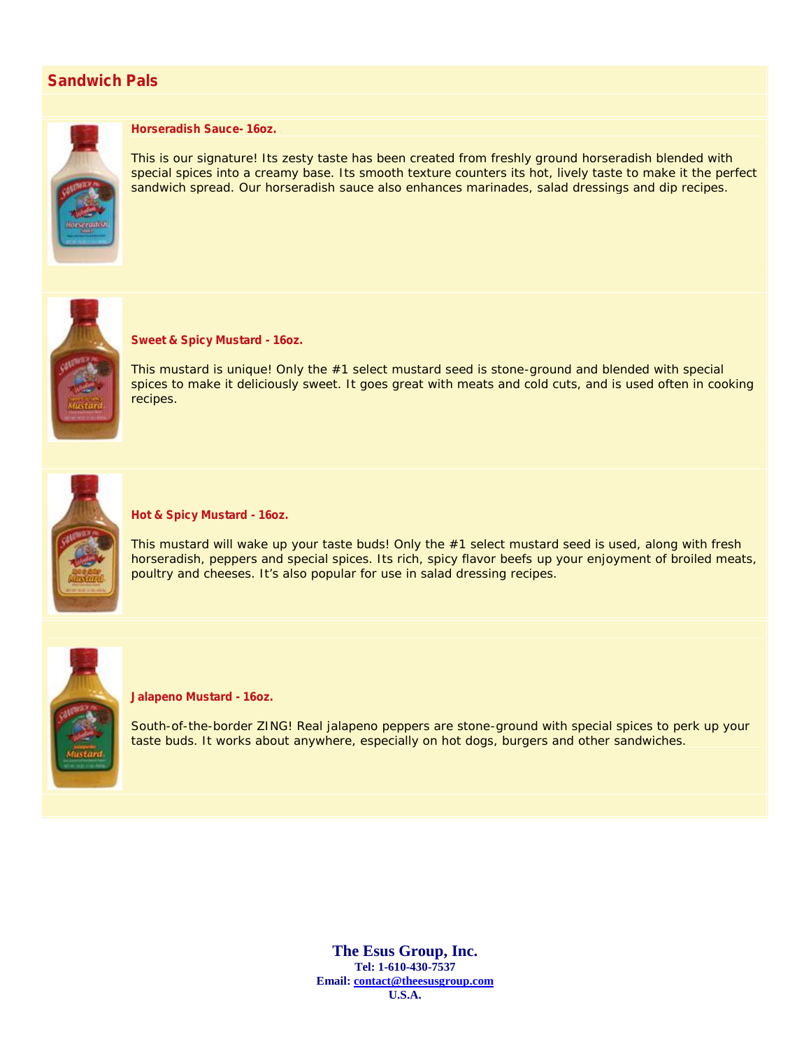## Sandwich Pals

### Horseradish Sauce- 16oz.

This is our signature! Its zesty taste has been created from freshly ground horseradish blended with special spices into a creamy base. Its smooth texture counters its hot, lively taste to make it the perfect sandwich spread. Our horseradish sauce also enhances marinades, salad dressings and dip recipes.

### Sweet & Spicy Mustard - 16oz.

This mustard is unique! Only the #1 select mustard seed is stone-ground and blended with special spices to make it deliciously sweet. It goes great with meats and cold cuts, and is used often in cooking recipes.

### Hot & Spicy Mustard - 16oz.

This mustard will wake up your taste buds! Only the #1 select mustard seed is used, along with fresh horseradish, peppers and special spices. Its rich, spicy flavor beefs up your enjoyment of broiled meats, poultry and cheeses. It's also popular for use in salad dressing recipes.

### Jalapeno Mustard - 16oz.

South-of-the-border ZING! Real jalapeno peppers are stone-ground with special spices to perk up your taste buds. It works about anywhere, especially on hot dogs, burgers and other sandwiches.

**The Esus Group, Inc.**
**Tel: 1-610-430-7537**
**Email: contact@theesusgroup.com**
**U.S.A.**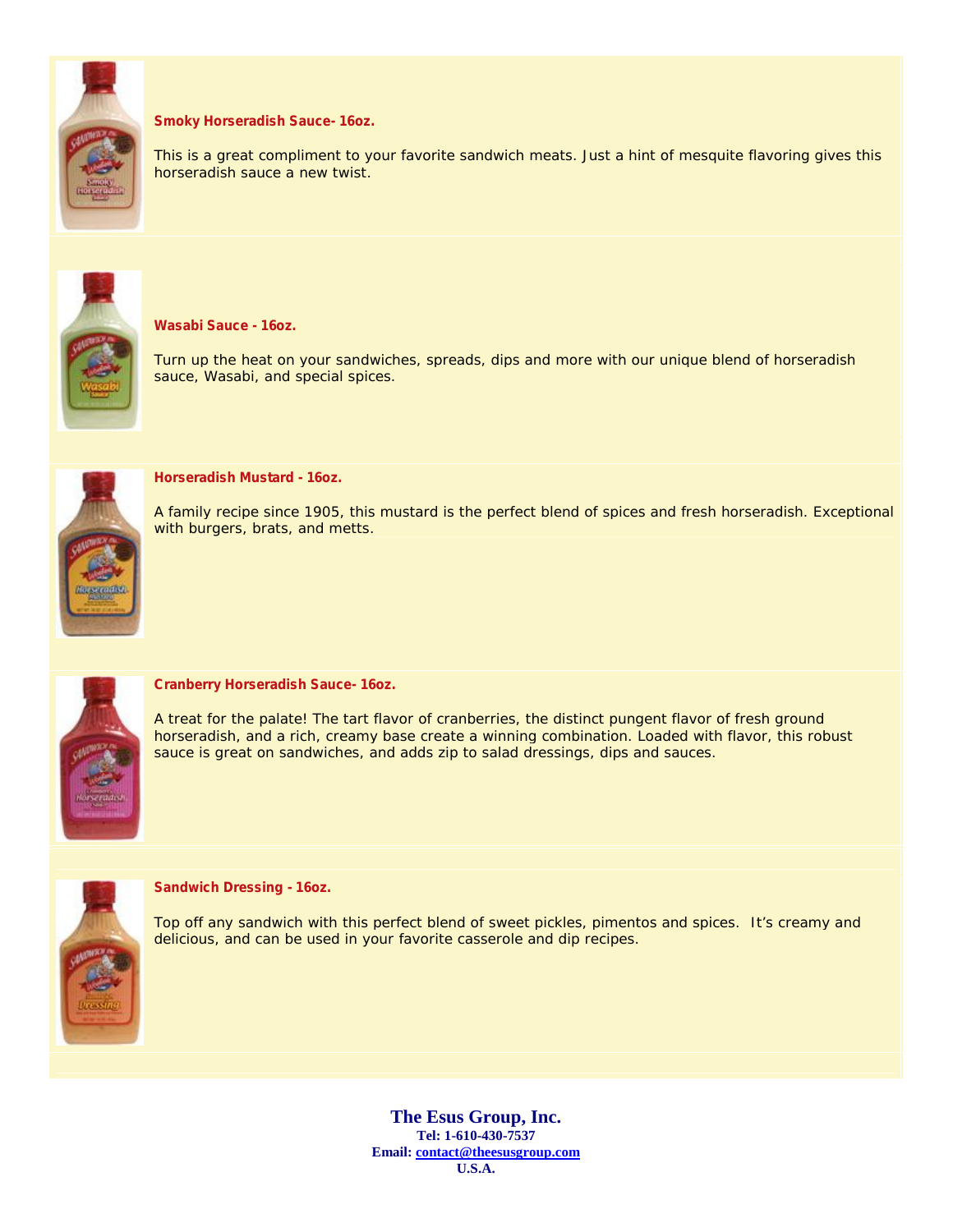**Smoky Horseradish Sauce- 16oz.**

This is a great compliment to your favorite sandwich meats. Just a hint of mesquite flavoring gives this horseradish sauce a new twist.

**Wasabi Sauce - 16oz.**

Turn up the heat on your sandwiches, spreads, dips and more with our unique blend of horseradish sauce, Wasabi, and special spices.

**Horseradish Mustard - 16oz.**

A family recipe since 1905, this mustard is the perfect blend of spices and fresh horseradish. Exceptional with burgers, brats, and metts.

**Cranberry Horseradish Sauce- 16oz.**

A treat for the palate! The tart flavor of cranberries, the distinct pungent flavor of fresh ground horseradish, and a rich, creamy base create a winning combination. Loaded with flavor, this robust sauce is great on sandwiches, and adds zip to salad dressings, dips and sauces.

**Sandwich Dressing - 16oz.**

Top off any sandwich with this perfect blend of sweet pickles, pimentos and spices. It's creamy and delicious, and can be used in your favorite casserole and dip recipes.

**The Esus Group, Inc.**
**Tel: 1-610-430-7537**
**Email: contact@theesusgroup.com**
**U.S.A.**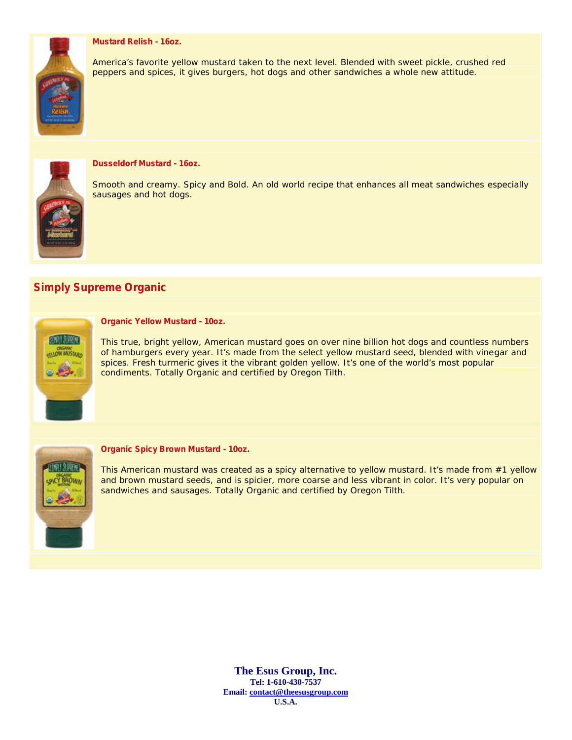**Mustard Relish - 16oz.**

America's favorite yellow mustard taken to the next level. Blended with sweet pickle, crushed red peppers and spices, it gives burgers, hot dogs and other sandwiches a whole new attitude.

**Dusseldorf Mustard - 16oz.**

Smooth and creamy. Spicy and Bold. An old world recipe that enhances all meat sandwiches especially sausages and hot dogs.

## Simply Supreme Organic

**Organic Yellow Mustard - 10oz.**

This true, bright yellow, American mustard goes on over nine billion hot dogs and countless numbers of hamburgers every year. It's made from the select yellow mustard seed, blended with vinegar and spices. Fresh turmeric gives it the vibrant golden yellow. It's one of the world's most popular condiments. Totally Organic and certified by Oregon Tilth.

**Organic Spicy Brown Mustard - 10oz.**

This American mustard was created as a spicy alternative to yellow mustard. It's made from #1 yellow and brown mustard seeds, and is spicier, more coarse and less vibrant in color. It's very popular on sandwiches and sausages. Totally Organic and certified by Oregon Tilth.

**The Esus Group, Inc.**
**Tel: 1-610-430-7537**
**Email: contact@theesusgroup.com**
**U.S.A.**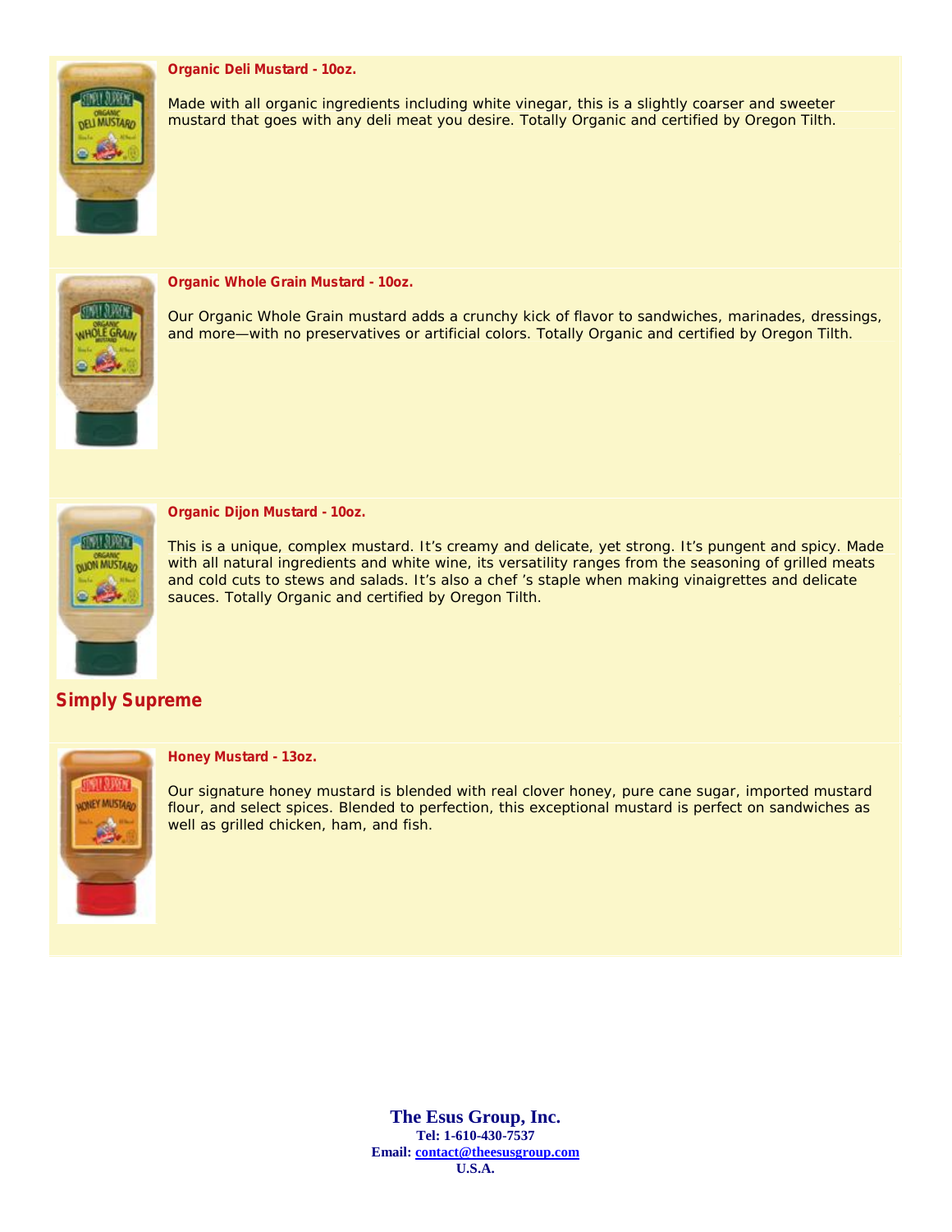**Organic Deli Mustard - 10oz.**

Made with all organic ingredients including white vinegar, this is a slightly coarser and sweeter mustard that goes with any deli meat you desire. Totally Organic and certified by Oregon Tilth.

**Organic Whole Grain Mustard - 10oz.**

Our Organic Whole Grain mustard adds a crunchy kick of flavor to sandwiches, marinades, dressings, and more—with no preservatives or artificial colors. Totally Organic and certified by Oregon Tilth.

**Organic Dijon Mustard - 10oz.**

This is a unique, complex mustard. It's creamy and delicate, yet strong. It's pungent and spicy. Made with all natural ingredients and white wine, its versatility ranges from the seasoning of grilled meats and cold cuts to stews and salads. It's also a chef 's staple when making vinaigrettes and delicate sauces. Totally Organic and certified by Oregon Tilth.

## Simply Supreme

**Honey Mustard - 13oz.**

Our signature honey mustard is blended with real clover honey, pure cane sugar, imported mustard flour, and select spices. Blended to perfection, this exceptional mustard is perfect on sandwiches as well as grilled chicken, ham, and fish.

**The Esus Group, Inc.**
**Tel: 1-610-430-7537**
**Email: contact@theesusgroup.com**
**U.S.A.**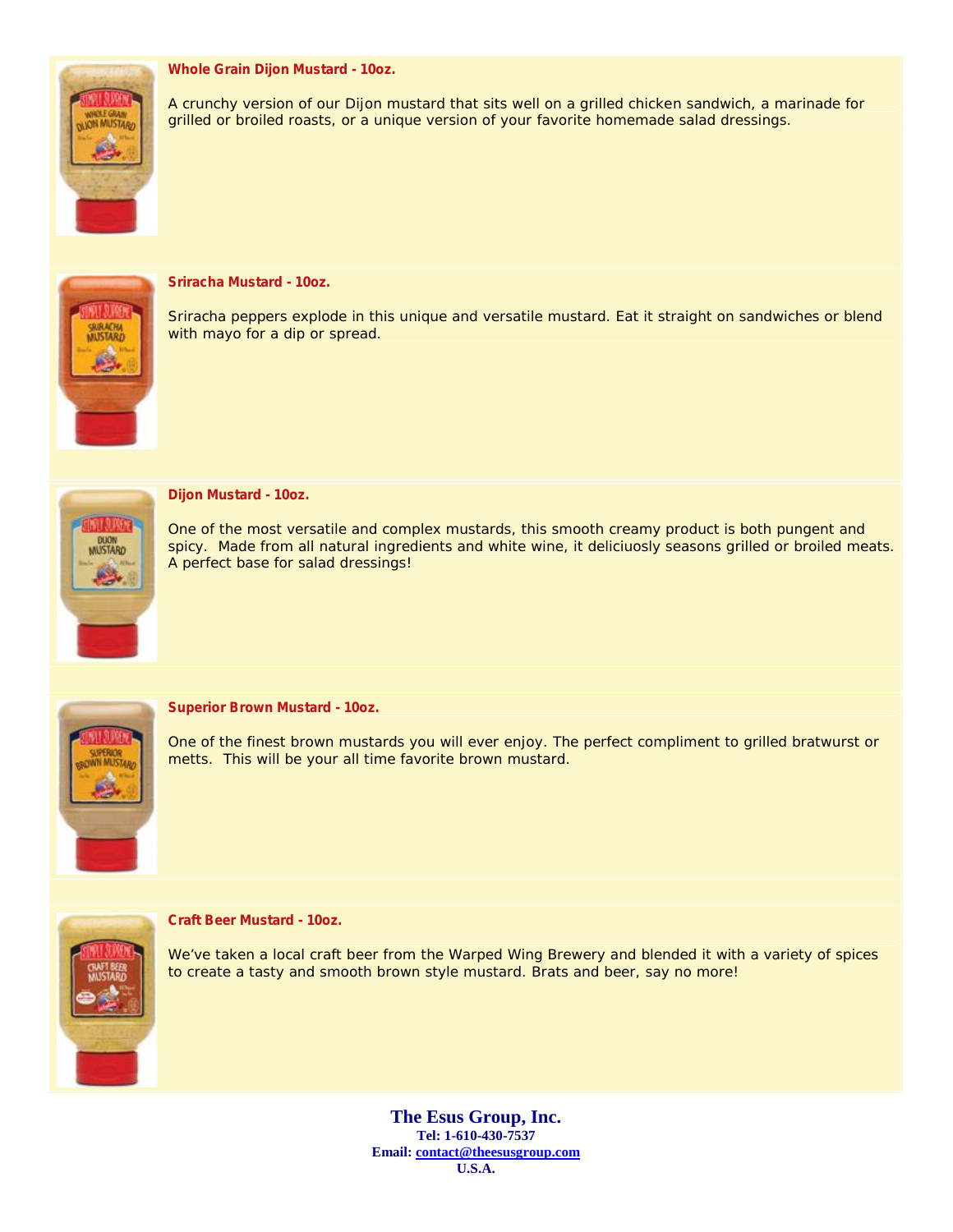**Whole Grain Dijon Mustard - 10oz.**

A crunchy version of our Dijon mustard that sits well on a grilled chicken sandwich, a marinade for grilled or broiled roasts, or a unique version of your favorite homemade salad dressings.

**Sriracha Mustard - 10oz.**

Sriracha peppers explode in this unique and versatile mustard. Eat it straight on sandwiches or blend with mayo for a dip or spread.

**Dijon Mustard - 10oz.**

One of the most versatile and complex mustards, this smooth creamy product is both pungent and spicy. Made from all natural ingredients and white wine, it deliciuosly seasons grilled or broiled meats. A perfect base for salad dressings!

**Superior Brown Mustard - 10oz.**

One of the finest brown mustards you will ever enjoy. The perfect compliment to grilled bratwurst or metts. This will be your all time favorite brown mustard.

**Craft Beer Mustard - 10oz.**

We've taken a local craft beer from the Warped Wing Brewery and blended it with a variety of spices to create a tasty and smooth brown style mustard. Brats and beer, say no more!

**The Esus Group, Inc.**
**Tel: 1-610-430-7537**
**Email: contact@theesusgroup.com**
**U.S.A.**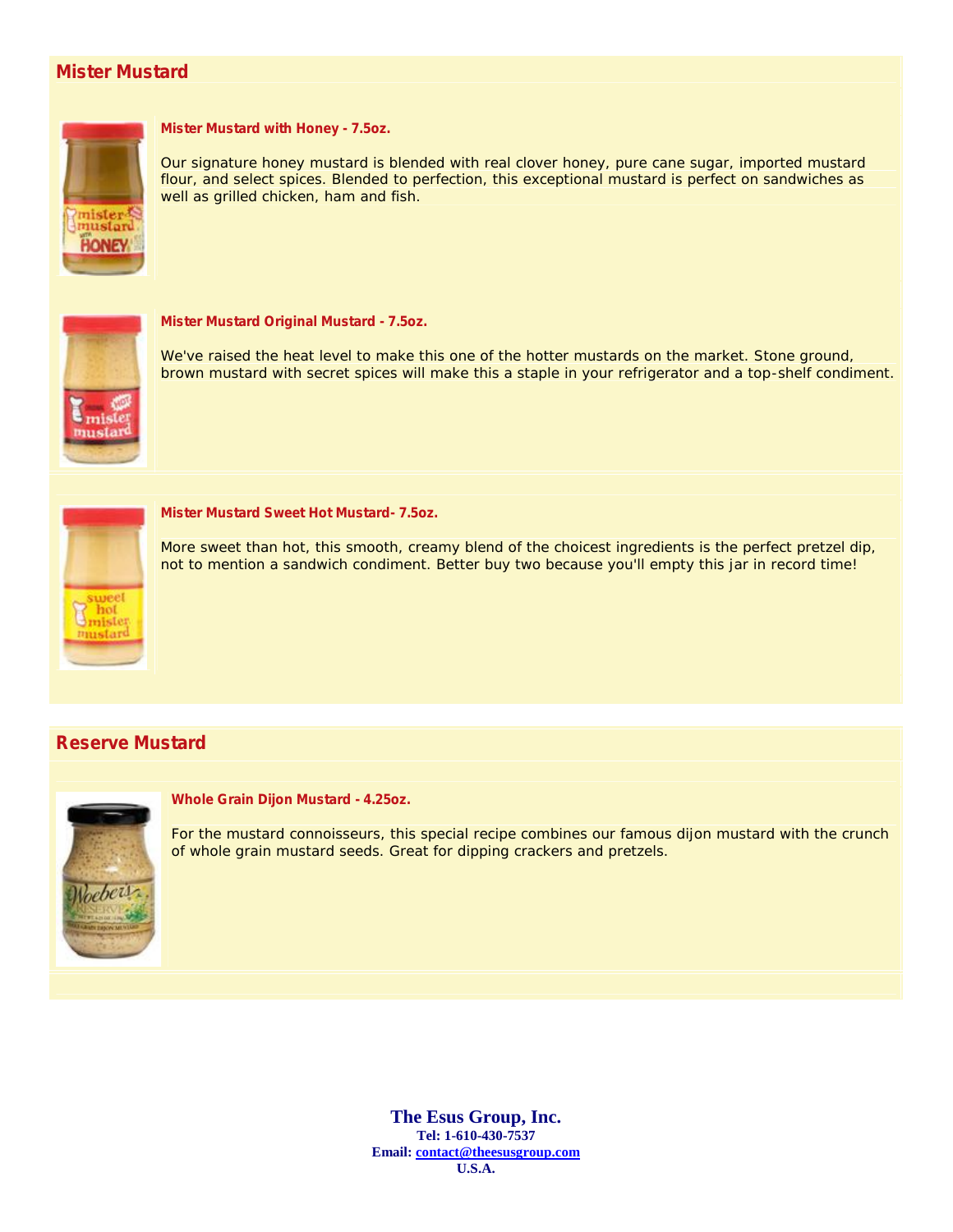## Mister Mustard

### Mister Mustard with Honey - 7.5oz.

Our signature honey mustard is blended with real clover honey, pure cane sugar, imported mustard flour, and select spices. Blended to perfection, this exceptional mustard is perfect on sandwiches as well as grilled chicken, ham and fish.

### Mister Mustard Original Mustard - 7.5oz.

We've raised the heat level to make this one of the hotter mustards on the market. Stone ground, brown mustard with secret spices will make this a staple in your refrigerator and a top-shelf condiment.

### Mister Mustard Sweet Hot Mustard- 7.5oz.

More sweet than hot, this smooth, creamy blend of the choicest ingredients is the perfect pretzel dip, not to mention a sandwich condiment. Better buy two because you'll empty this jar in record time!

## Reserve Mustard

### Whole Grain Dijon Mustard - 4.25oz.

For the mustard connoisseurs, this special recipe combines our famous dijon mustard with the crunch of whole grain mustard seeds. Great for dipping crackers and pretzels.

**The Esus Group, Inc.**
**Tel: 1-610-430-7537**
**Email: contact@theesusgroup.com**
**U.S.A.**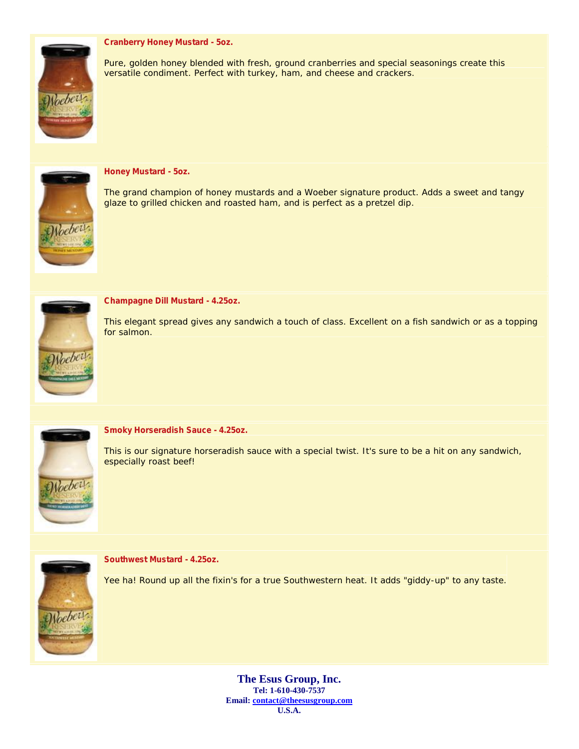**Cranberry Honey Mustard - 5oz.**

Pure, golden honey blended with fresh, ground cranberries and special seasonings create this versatile condiment. Perfect with turkey, ham, and cheese and crackers.

**Honey Mustard - 5oz.**

The grand champion of honey mustards and a Woeber signature product. Adds a sweet and tangy glaze to grilled chicken and roasted ham, and is perfect as a pretzel dip.

**Champagne Dill Mustard - 4.25oz.**

This elegant spread gives any sandwich a touch of class. Excellent on a fish sandwich or as a topping for salmon.

**Smoky Horseradish Sauce - 4.25oz.**

This is our signature horseradish sauce with a special twist. It's sure to be a hit on any sandwich, especially roast beef!

**Southwest Mustard - 4.25oz.**

Yee ha! Round up all the fixin's for a true Southwestern heat. It adds "giddy-up" to any taste.

**The Esus Group, Inc.**
**Tel: 1-610-430-7537**
**Email: contact@theesusgroup.com**
**U.S.A.**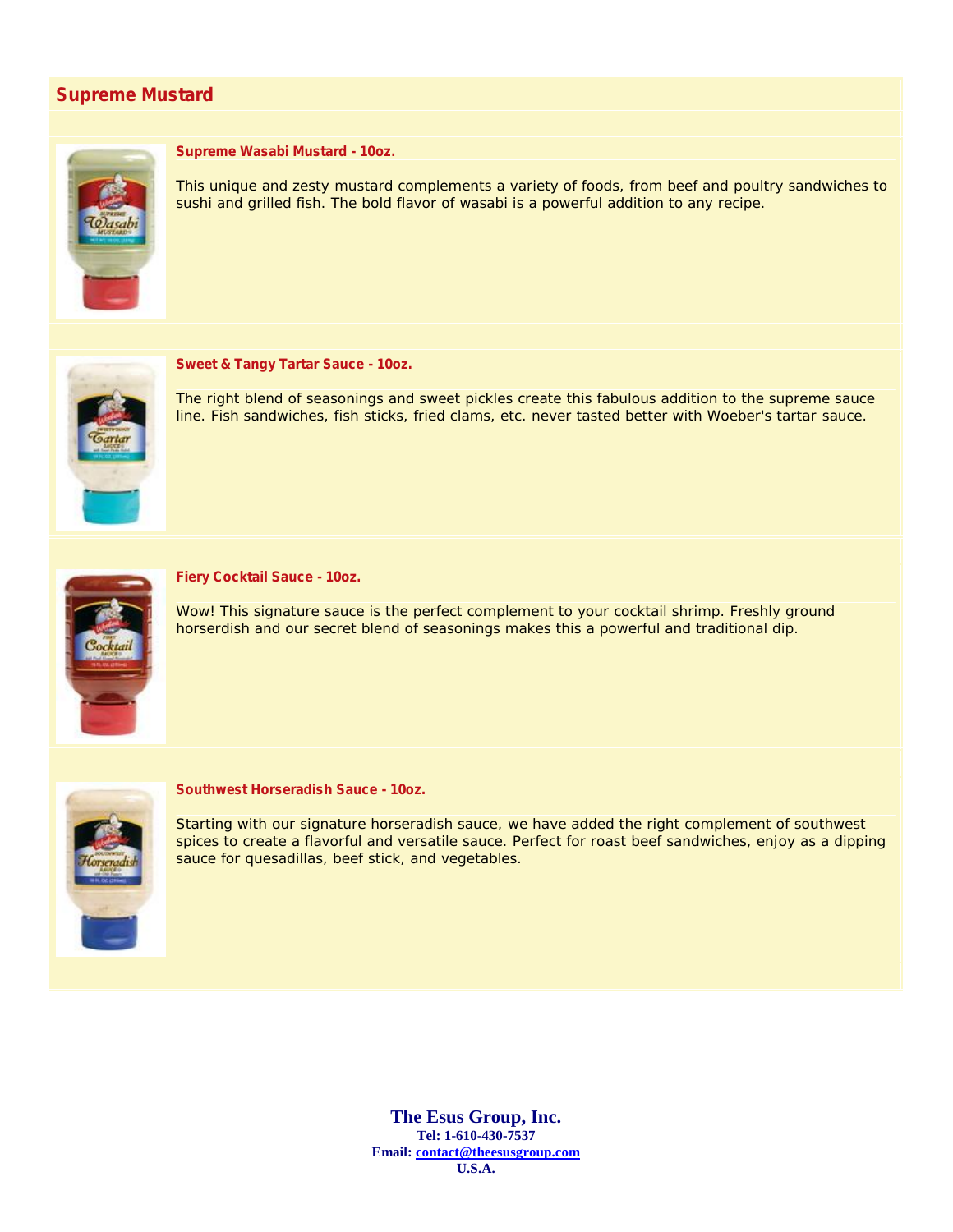## Supreme Mustard

### Supreme Wasabi Mustard - 10oz.

This unique and zesty mustard complements a variety of foods, from beef and poultry sandwiches to sushi and grilled fish. The bold flavor of wasabi is a powerful addition to any recipe.

### Sweet & Tangy Tartar Sauce - 10oz.

The right blend of seasonings and sweet pickles create this fabulous addition to the supreme sauce line. Fish sandwiches, fish sticks, fried clams, etc. never tasted better with Woeber's tartar sauce.

### Fiery Cocktail Sauce - 10oz.

Wow! This signature sauce is the perfect complement to your cocktail shrimp. Freshly ground horserdish and our secret blend of seasonings makes this a powerful and traditional dip.

### Southwest Horseradish Sauce - 10oz.

Starting with our signature horseradish sauce, we have added the right complement of southwest spices to create a flavorful and versatile sauce. Perfect for roast beef sandwiches, enjoy as a dipping sauce for quesadillas, beef stick, and vegetables.

**The Esus Group, Inc.**
**Tel: 1-610-430-7537**
**Email: contact@theesusgroup.com**
**U.S.A.**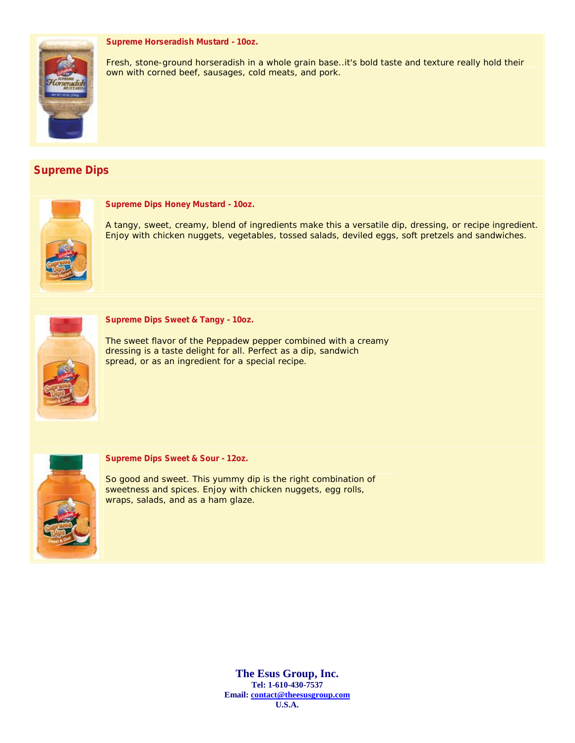**Supreme Horseradish Mustard - 10oz.**

Fresh, stone-ground horseradish in a whole grain base..it's bold taste and texture really hold their own with corned beef, sausages, cold meats, and pork.

## Supreme Dips

**Supreme Dips Honey Mustard - 10oz.**

A tangy, sweet, creamy, blend of ingredients make this a versatile dip, dressing, or recipe ingredient. Enjoy with chicken nuggets, vegetables, tossed salads, deviled eggs, soft pretzels and sandwiches.

**Supreme Dips Sweet & Tangy - 10oz.**

The sweet flavor of the Peppadew pepper combined with a creamy dressing is a taste delight for all. Perfect as a dip, sandwich spread, or as an ingredient for a special recipe.

**Supreme Dips Sweet & Sour - 12oz.**

So good and sweet. This yummy dip is the right combination of sweetness and spices. Enjoy with chicken nuggets, egg rolls, wraps, salads, and as a ham glaze.

**The Esus Group, Inc.**
**Tel: 1-610-430-7537**
**Email: contact@theesusgroup.com**
**U.S.A.**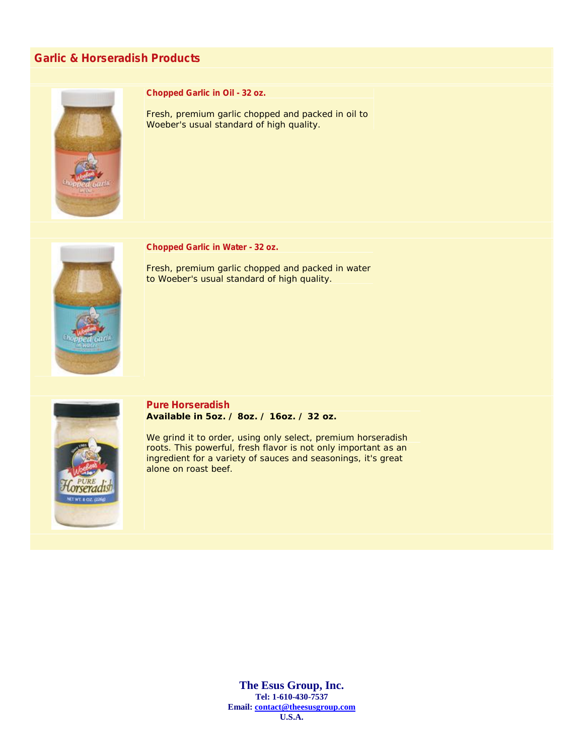## Garlic & Horseradish Products

### Chopped Garlic in Oil - 32 oz.

Fresh, premium garlic chopped and packed in oil to Woeber's usual standard of high quality.

### Chopped Garlic in Water - 32 oz.

Fresh, premium garlic chopped and packed in water to Woeber's usual standard of high quality.

### Pure Horseradish

**Available in 5oz. / 8oz. / 16oz. / 32 oz.**

We grind it to order, using only select, premium horseradish roots. This powerful, fresh flavor is not only important as an ingredient for a variety of sauces and seasonings, it's great alone on roast beef.

**The Esus Group, Inc.**
**Tel: 1-610-430-7537**
**Email: contact@theesusgroup.com**
**U.S.A.**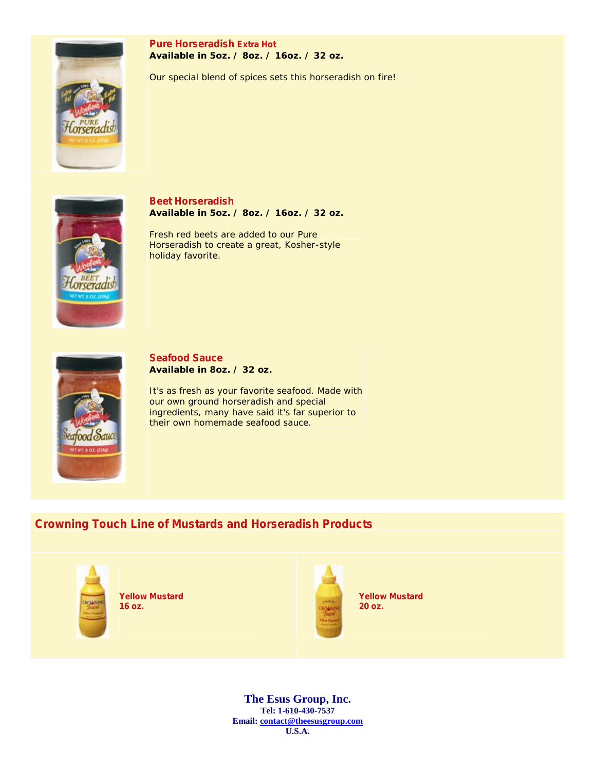### Pure Horseradish Extra Hot

**Available in 5oz. / 8oz. / 16oz. / 32 oz.**

Our special blend of spices sets this horseradish on fire!

### Beet Horseradish

**Available in 5oz. / 8oz. / 16oz. / 32 oz.**

Fresh red beets are added to our Pure Horseradish to create a great, Kosher-style holiday favorite.

### Seafood Sauce

**Available in 8oz. / 32 oz.**

It's as fresh as your favorite seafood. Made with our own ground horseradish and special ingredients, many have said it's far superior to their own homemade seafood sauce.

## Crowning Touch Line of Mustards and Horseradish Products

**Yellow Mustard**
**16 oz.**

**Yellow Mustard**
**20 oz.**

**The Esus Group, Inc.**
**Tel: 1-610-430-7537**
**Email: contact@theesusgroup.com**
**U.S.A.**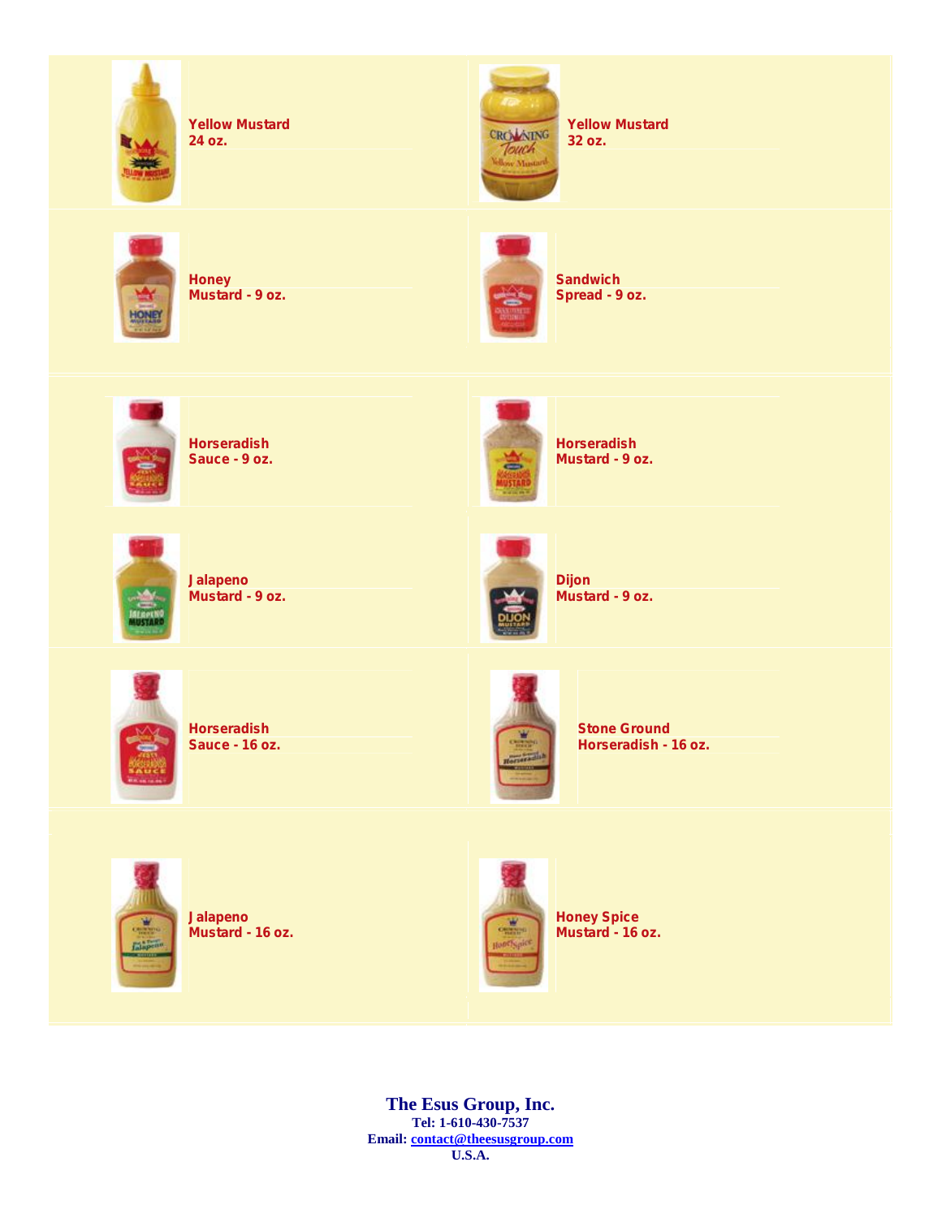| | |
|---|---|
| **Yellow Mustard 24 oz.** | **Yellow Mustard 32 oz.** |
| **Honey Mustard - 9 oz.** | **Sandwich Spread - 9 oz.** |
| **Horseradish Sauce - 9 oz.** | **Horseradish Mustard - 9 oz.** |
| **Jalapeno Mustard - 9 oz.** | **Dijon Mustard - 9 oz.** |
| **Horseradish Sauce - 16 oz.** | **Stone Ground Horseradish - 16 oz.** |
| **Jalapeno Mustard - 16 oz.** | **Honey Spice Mustard - 16 oz.** |

**The Esus Group, Inc.**
**Tel: 1-610-430-7537**
**Email: contact@theesusgroup.com**
**U.S.A.**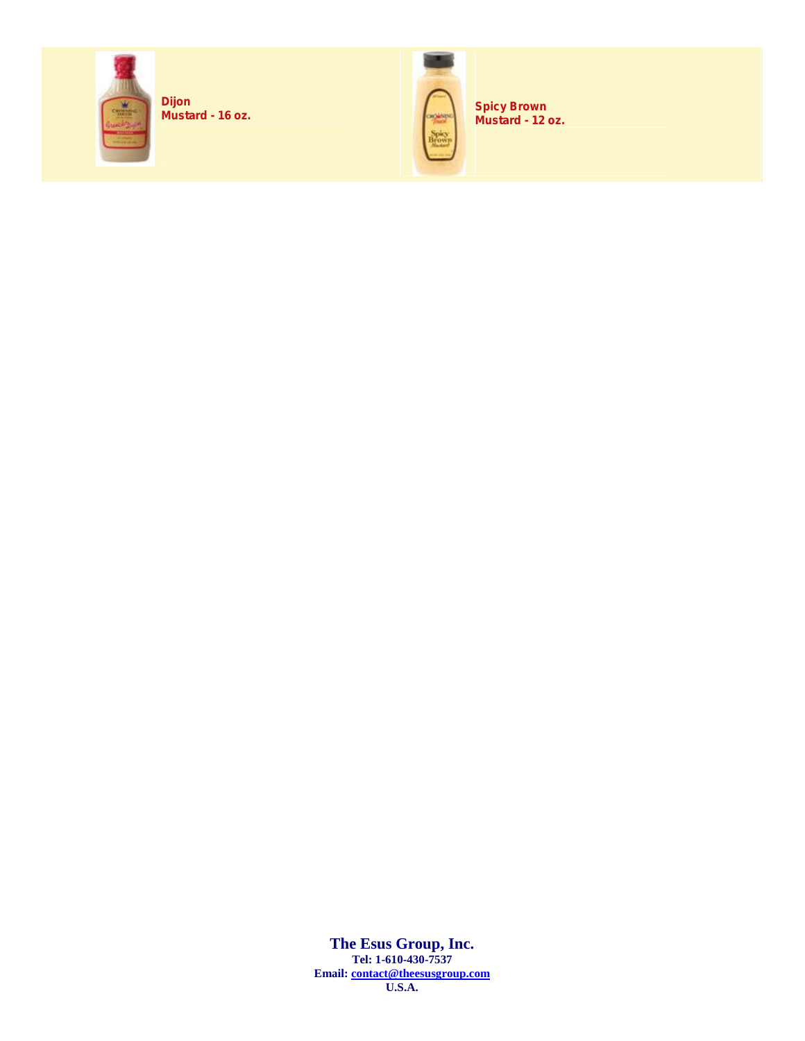| | | | |
|---|---|---|---|
| | **Dijon Mustard - 16 oz.** | | **Spicy Brown Mustard - 12 oz.** |

**The Esus Group, Inc.**
**Tel: 1-610-430-7537**
**Email: contact@theesusgroup.com**
**U.S.A.**